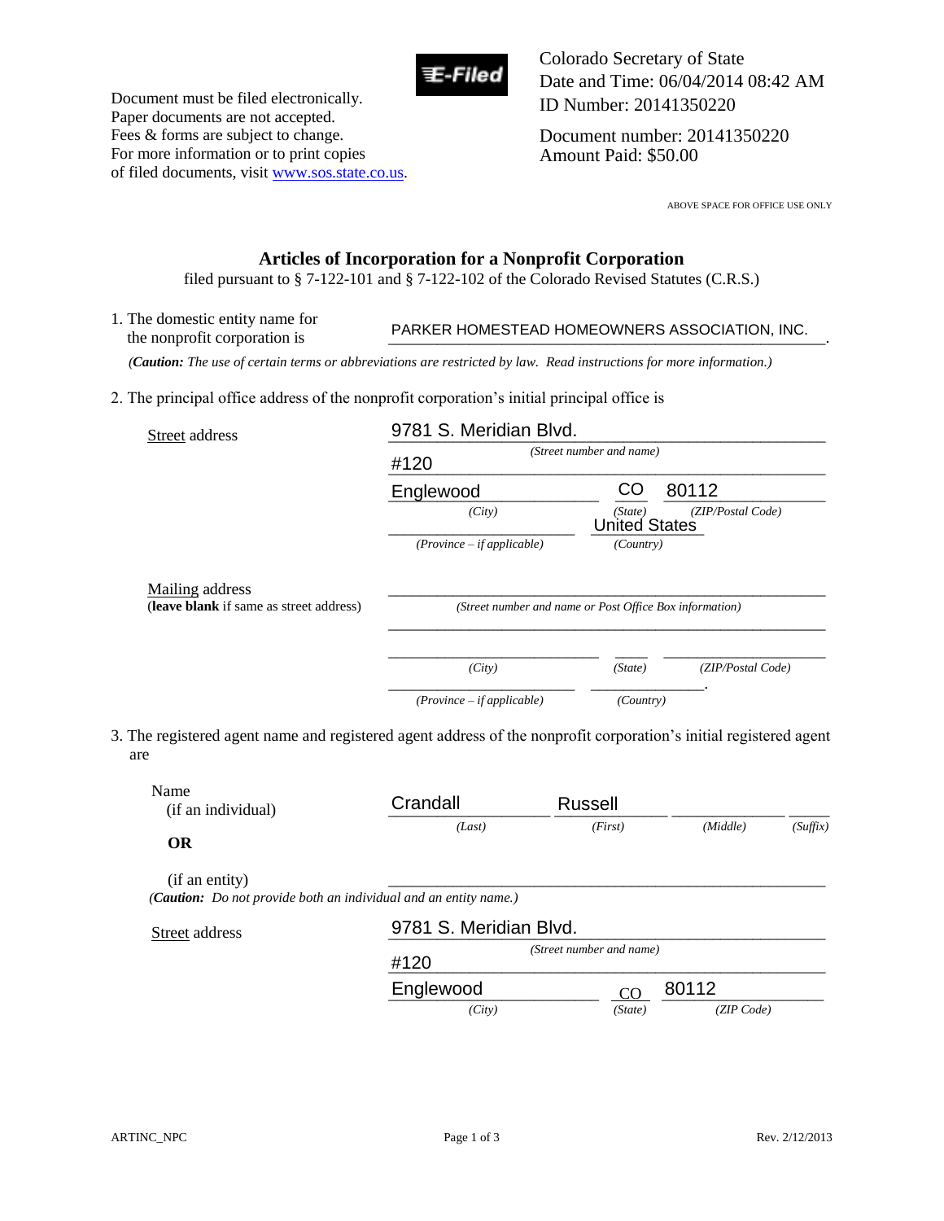Document must be filed electronically.
Paper documents are not accepted.
Fees & forms are subject to change.
For more information or to print copies
of filed documents, visit www.sos.state.co.us.

E-Filed

Colorado Secretary of State
Date and Time: 06/04/2014 08:42 AM
ID Number: 20141350220

Document number: 20141350220
Amount Paid: $50.00

ABOVE SPACE FOR OFFICE USE ONLY

# Articles of Incorporation for a Nonprofit Corporation

filed pursuant to § 7-122-101 and § 7-122-102 of the Colorado Revised Statutes (C.R.S.)

1. The domestic entity name for the nonprofit corporation is PARKER HOMESTEAD HOMEOWNERS ASSOCIATION, INC.

*(**Caution:** The use of certain terms or abbreviations are restricted by law. Read instructions for more information.)*

2. The principal office address of the nonprofit corporation's initial principal office is

Street address

9781 S. Meridian Blvd.
*(Street number and name)*
#120

| Englewood | CO | 80112 |
|---|---|---|
| *(City)* | *(State)* | *(ZIP/Postal Code)* |
| | United States | |
| *(Province – if applicable)* | *(Country)* | |

Mailing address
(**leave blank** if same as street address)

______________________
*(Street number and name or Post Office Box information)*

| | | |
|---|---|---|
| *(City)* | *(State)* | *(ZIP/Postal Code)* |
| *(Province – if applicable)* | *(Country)* | |

3. The registered agent name and registered agent address of the nonprofit corporation's initial registered agent are

Name
(if an individual)

| Crandall | Russell | | |
|---|---|---|---|
| *(Last)* | *(First)* | *(Middle)* | *(Suffix)* |

**OR**

(if an entity) ______________________

*(**Caution:** Do not provide both an individual and an entity name.)*

Street address

9781 S. Meridian Blvd.
*(Street number and name)*
#120

| Englewood | CO | 80112 |
|---|---|---|
| *(City)* | *(State)* | *(ZIP Code)* |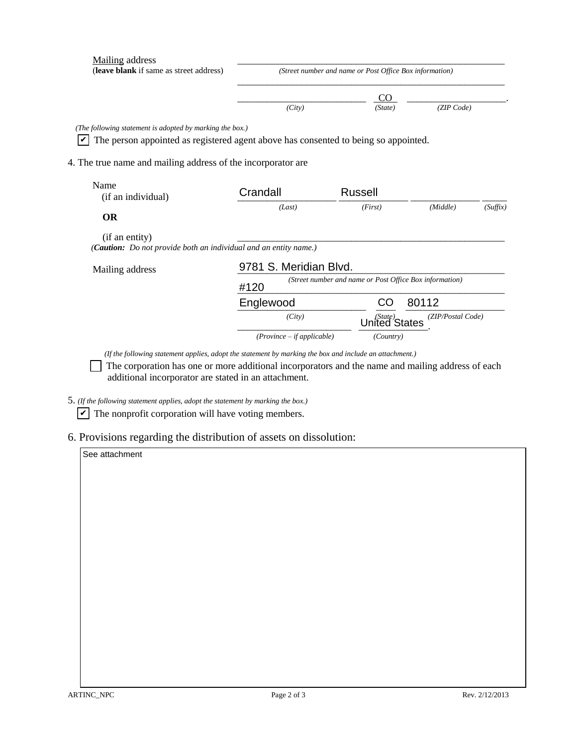Mailing address
(**leave blank** if same as street address)

______________________________________
*(Street number and name or Post Office Box information)*

______________________________________

____________________ CO ____________________.
*(City)* *(State)* *(ZIP Code)*

*(The following statement is adopted by marking the box.)*

☑ The person appointed as registered agent above has consented to being so appointed.

4. The true name and mailing address of the incorporator are

| | | | | |
|---|---|---|---|---|
| Name (if an individual) | Crandall | Russell | | |
| | *(Last)* | *(First)* | *(Middle)* | *(Suffix)* |

**OR**

(if an entity) ______________________________________

*(**Caution:** Do not provide both an individual and an entity name.)*

Mailing address

9781 S. Meridian Blvd.
*(Street number and name or Post Office Box information)*

#120

Englewood CO 80112
*(City)* *(State)* *(ZIP/Postal Code)*

____________________ United States.
*(Province – if applicable)* *(Country)*

*(If the following statement applies, adopt the statement by marking the box and include an attachment.)*

☐ The corporation has one or more additional incorporators and the name and mailing address of each additional incorporator are stated in an attachment.

5. *(If the following statement applies, adopt the statement by marking the box.)*

☑ The nonprofit corporation will have voting members.

6. Provisions regarding the distribution of assets on dissolution:

See attachment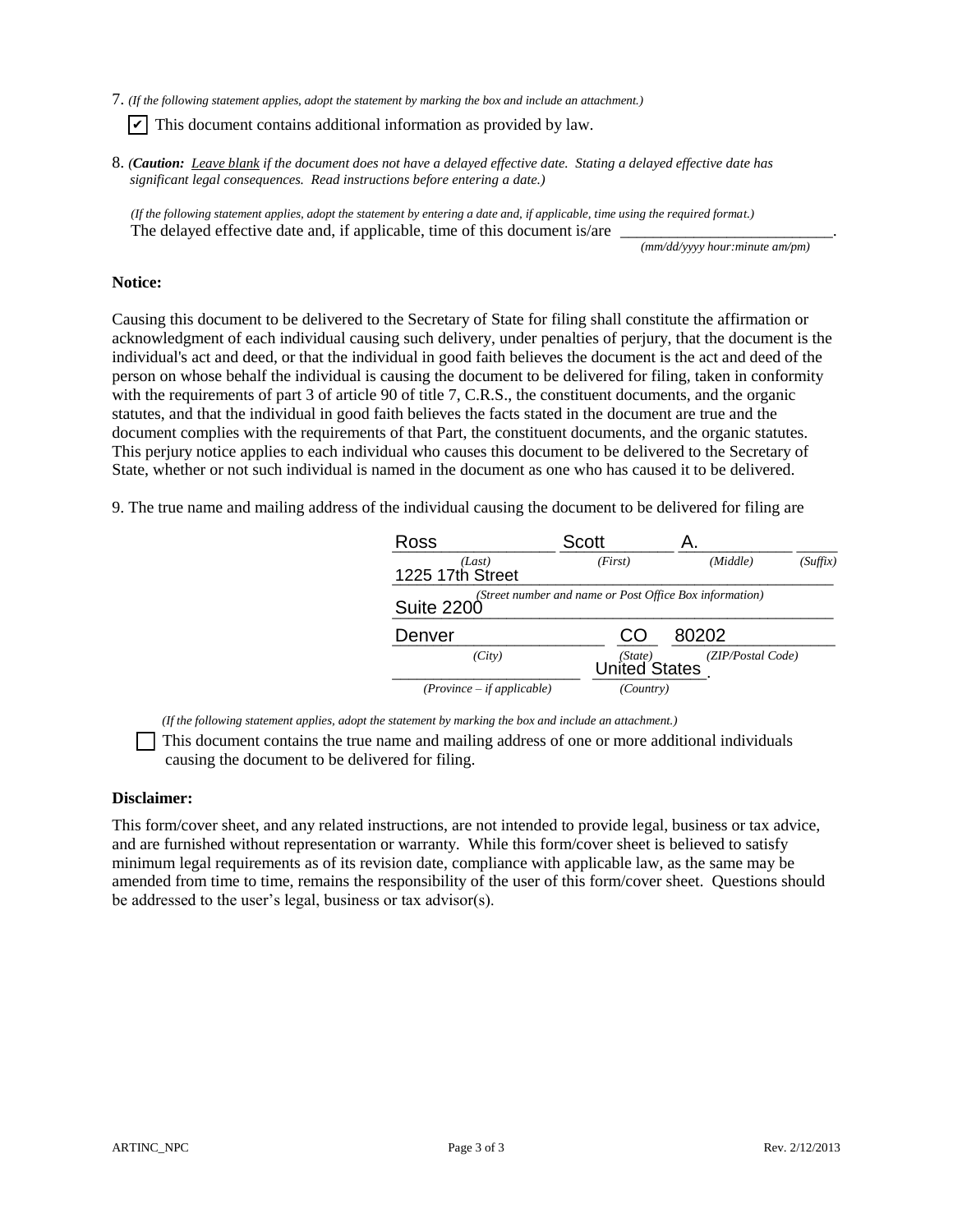7. *(If the following statement applies, adopt the statement by marking the box and include an attachment.)*

☑ This document contains additional information as provided by law.

8. *(**Caution:** Leave blank if the document does not have a delayed effective date. Stating a delayed effective date has significant legal consequences. Read instructions before entering a date.)*

*(If the following statement applies, adopt the statement by entering a date and, if applicable, time using the required format.)*
The delayed effective date and, if applicable, time of this document is/are ___________________________.
*(mm/dd/yyyy hour:minute am/pm)*

**Notice:**

Causing this document to be delivered to the Secretary of State for filing shall constitute the affirmation or acknowledgment of each individual causing such delivery, under penalties of perjury, that the document is the individual's act and deed, or that the individual in good faith believes the document is the act and deed of the person on whose behalf the individual is causing the document to be delivered for filing, taken in conformity with the requirements of part 3 of article 90 of title 7, C.R.S., the constituent documents, and the organic statutes, and that the individual in good faith believes the facts stated in the document are true and the document complies with the requirements of that Part, the constituent documents, and the organic statutes. This perjury notice applies to each individual who causes this document to be delivered to the Secretary of State, whether or not such individual is named in the document as one who has caused it to be delivered.

9. The true name and mailing address of the individual causing the document to be delivered for filing are

| Ross | Scott | A. | |
|---|---|---|---|
| *(Last)* | *(First)* | *(Middle)* | *(Suffix)* |

1225 17th Street
*(Street number and name or Post Office Box information)*
Suite 2200

| Denver | CO | 80202 |
|---|---|---|
| *(City)* | *(State)* | *(ZIP/Postal Code)* |

| | United States |
|---|---|
| *(Province – if applicable)* | *(Country)* |

*(If the following statement applies, adopt the statement by marking the box and include an attachment.)*

☐ This document contains the true name and mailing address of one or more additional individuals causing the document to be delivered for filing.

**Disclaimer:**

This form/cover sheet, and any related instructions, are not intended to provide legal, business or tax advice, and are furnished without representation or warranty. While this form/cover sheet is believed to satisfy minimum legal requirements as of its revision date, compliance with applicable law, as the same may be amended from time to time, remains the responsibility of the user of this form/cover sheet. Questions should be addressed to the user's legal, business or tax advisor(s).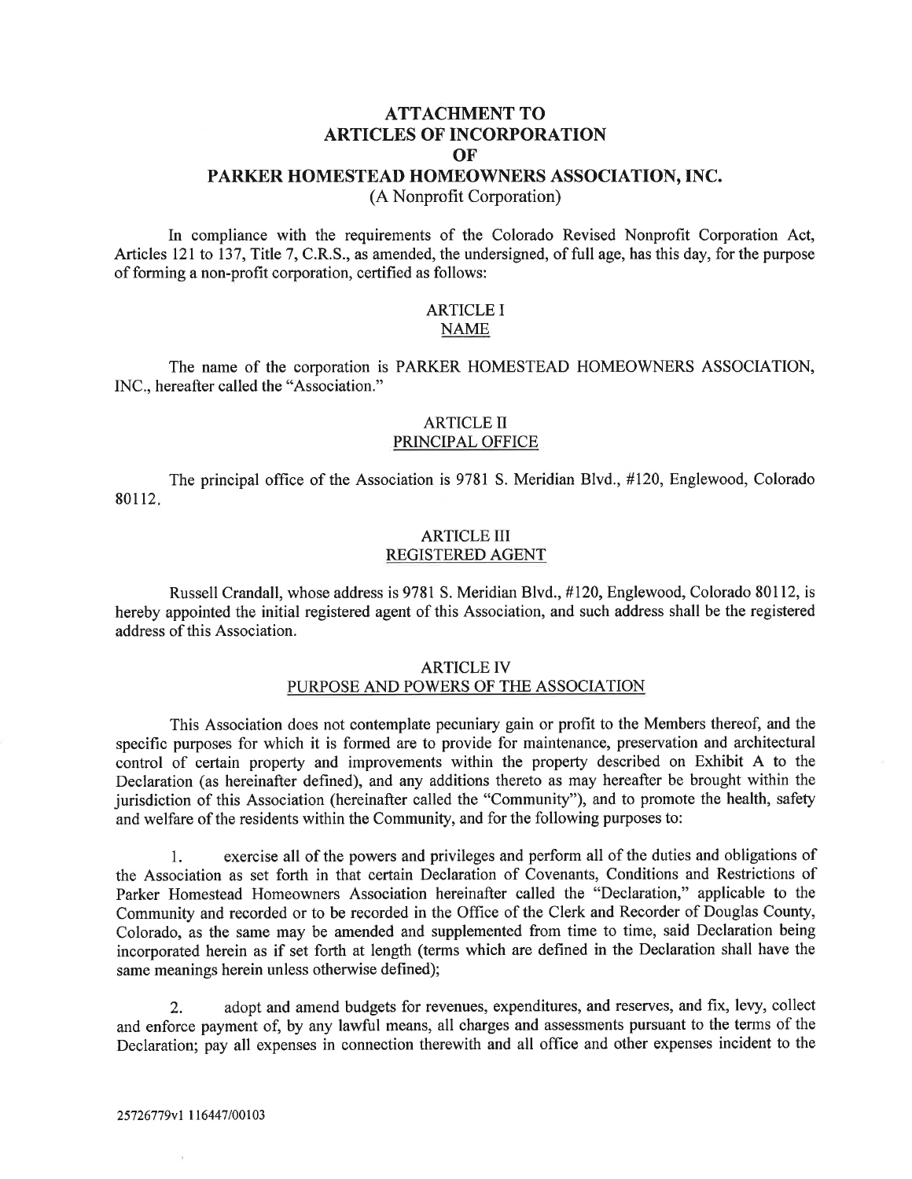# ATTACHMENT TO ARTICLES OF INCORPORATION OF PARKER HOMESTEAD HOMEOWNERS ASSOCIATION, INC.

(A Nonprofit Corporation)

In compliance with the requirements of the Colorado Revised Nonprofit Corporation Act, Articles 121 to 137, Title 7, C.R.S., as amended, the undersigned, of full age, has this day, for the purpose of forming a non-profit corporation, certified as follows:

## ARTICLE I
## NAME

The name of the corporation is PARKER HOMESTEAD HOMEOWNERS ASSOCIATION, INC., hereafter called the "Association."

## ARTICLE II
## PRINCIPAL OFFICE

The principal office of the Association is 9781 S. Meridian Blvd., #120, Englewood, Colorado 80112.

## ARTICLE III
## REGISTERED AGENT

Russell Crandall, whose address is 9781 S. Meridian Blvd., #120, Englewood, Colorado 80112, is hereby appointed the initial registered agent of this Association, and such address shall be the registered address of this Association.

## ARTICLE IV
## PURPOSE AND POWERS OF THE ASSOCIATION

This Association does not contemplate pecuniary gain or profit to the Members thereof, and the specific purposes for which it is formed are to provide for maintenance, preservation and architectural control of certain property and improvements within the property described on Exhibit A to the Declaration (as hereinafter defined), and any additions thereto as may hereafter be brought within the jurisdiction of this Association (hereinafter called the "Community"), and to promote the health, safety and welfare of the residents within the Community, and for the following purposes to:

1. exercise all of the powers and privileges and perform all of the duties and obligations of the Association as set forth in that certain Declaration of Covenants, Conditions and Restrictions of Parker Homestead Homeowners Association hereinafter called the "Declaration," applicable to the Community and recorded or to be recorded in the Office of the Clerk and Recorder of Douglas County, Colorado, as the same may be amended and supplemented from time to time, said Declaration being incorporated herein as if set forth at length (terms which are defined in the Declaration shall have the same meanings herein unless otherwise defined);

2. adopt and amend budgets for revenues, expenditures, and reserves, and fix, levy, collect and enforce payment of, by any lawful means, all charges and assessments pursuant to the terms of the Declaration; pay all expenses in connection therewith and all office and other expenses incident to the

25726779v1 116447/00103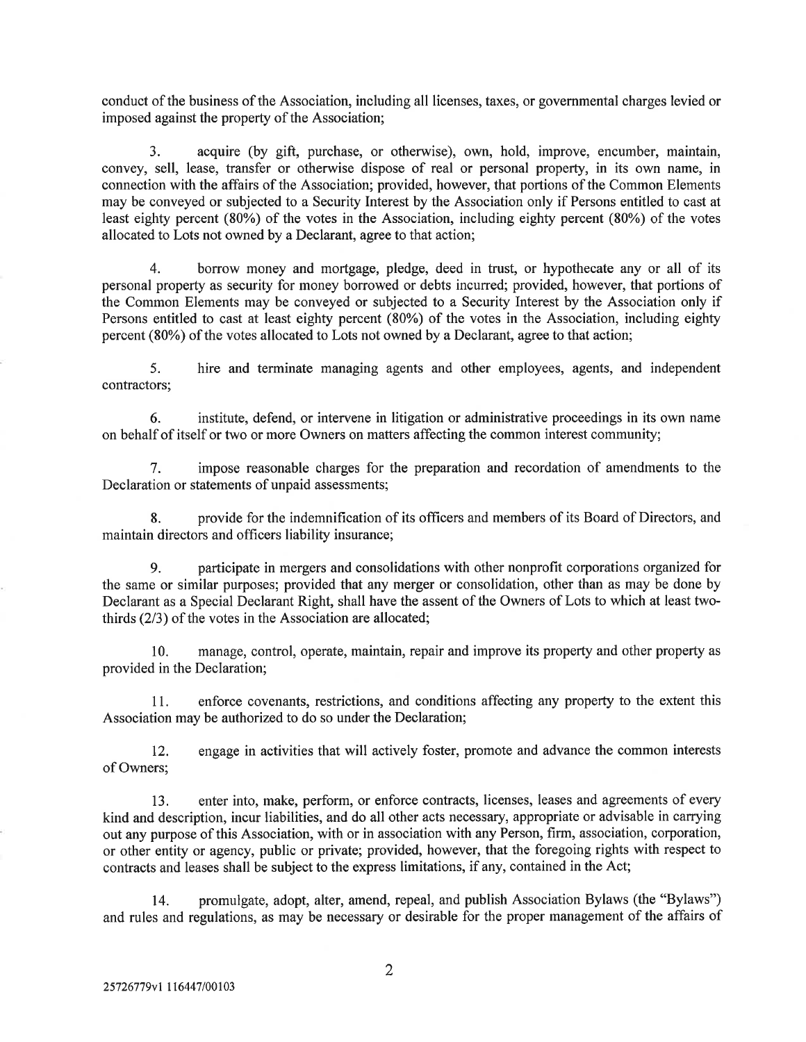conduct of the business of the Association, including all licenses, taxes, or governmental charges levied or imposed against the property of the Association;

3. acquire (by gift, purchase, or otherwise), own, hold, improve, encumber, maintain, convey, sell, lease, transfer or otherwise dispose of real or personal property, in its own name, in connection with the affairs of the Association; provided, however, that portions of the Common Elements may be conveyed or subjected to a Security Interest by the Association only if Persons entitled to cast at least eighty percent (80%) of the votes in the Association, including eighty percent (80%) of the votes allocated to Lots not owned by a Declarant, agree to that action;

4. borrow money and mortgage, pledge, deed in trust, or hypothecate any or all of its personal property as security for money borrowed or debts incurred; provided, however, that portions of the Common Elements may be conveyed or subjected to a Security Interest by the Association only if Persons entitled to cast at least eighty percent (80%) of the votes in the Association, including eighty percent (80%) of the votes allocated to Lots not owned by a Declarant, agree to that action;

5. hire and terminate managing agents and other employees, agents, and independent contractors;

6. institute, defend, or intervene in litigation or administrative proceedings in its own name on behalf of itself or two or more Owners on matters affecting the common interest community;

7. impose reasonable charges for the preparation and recordation of amendments to the Declaration or statements of unpaid assessments;

8. provide for the indemnification of its officers and members of its Board of Directors, and maintain directors and officers liability insurance;

9. participate in mergers and consolidations with other nonprofit corporations organized for the same or similar purposes; provided that any merger or consolidation, other than as may be done by Declarant as a Special Declarant Right, shall have the assent of the Owners of Lots to which at least two-thirds (2/3) of the votes in the Association are allocated;

10. manage, control, operate, maintain, repair and improve its property and other property as provided in the Declaration;

11. enforce covenants, restrictions, and conditions affecting any property to the extent this Association may be authorized to do so under the Declaration;

12. engage in activities that will actively foster, promote and advance the common interests of Owners;

13. enter into, make, perform, or enforce contracts, licenses, leases and agreements of every kind and description, incur liabilities, and do all other acts necessary, appropriate or advisable in carrying out any purpose of this Association, with or in association with any Person, firm, association, corporation, or other entity or agency, public or private; provided, however, that the foregoing rights with respect to contracts and leases shall be subject to the express limitations, if any, contained in the Act;

14. promulgate, adopt, alter, amend, repeal, and publish Association Bylaws (the "Bylaws") and rules and regulations, as may be necessary or desirable for the proper management of the affairs of

25726779v1 116447/00103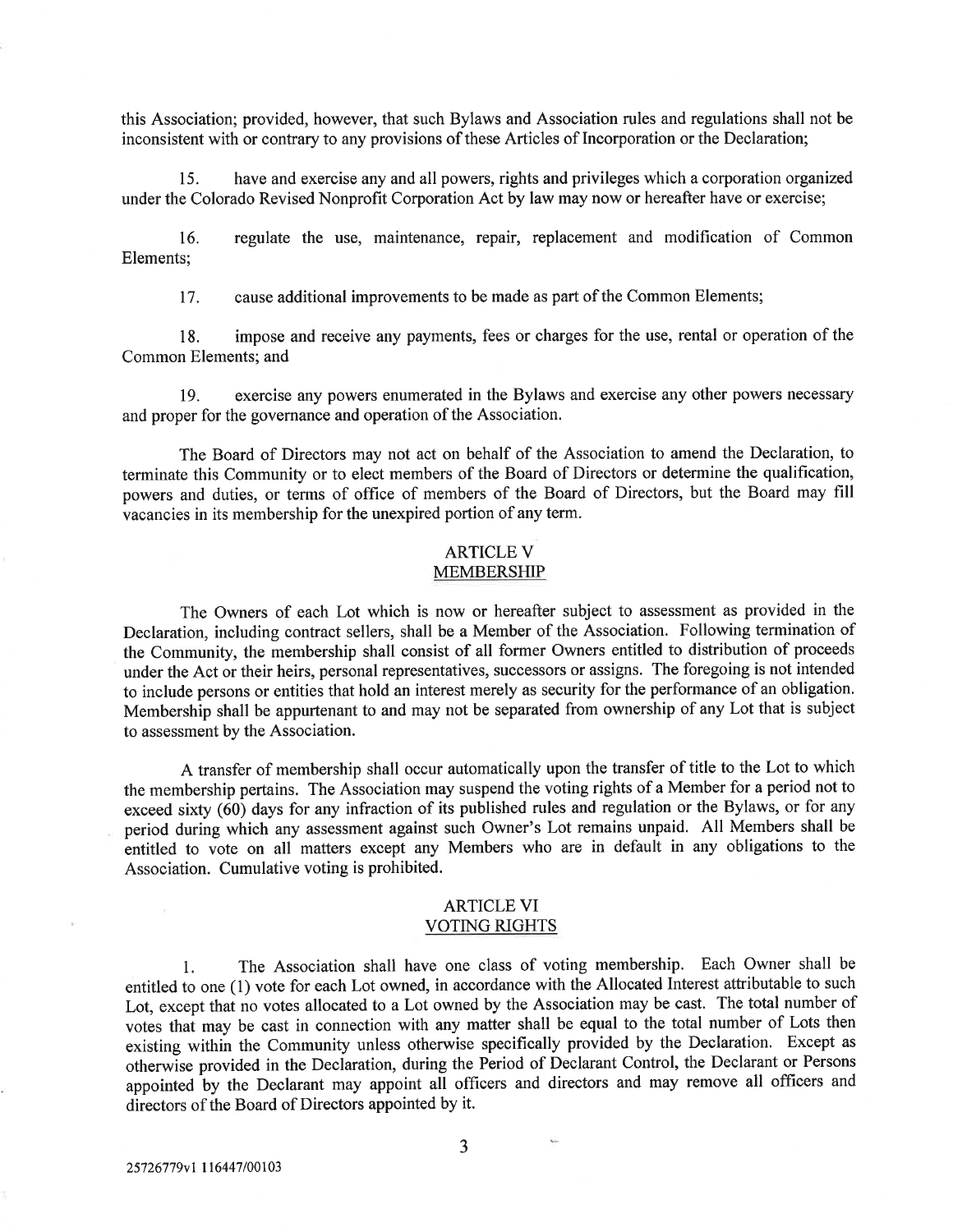this Association; provided, however, that such Bylaws and Association rules and regulations shall not be inconsistent with or contrary to any provisions of these Articles of Incorporation or the Declaration;

15. have and exercise any and all powers, rights and privileges which a corporation organized under the Colorado Revised Nonprofit Corporation Act by law may now or hereafter have or exercise;

16. regulate the use, maintenance, repair, replacement and modification of Common Elements;

17. cause additional improvements to be made as part of the Common Elements;

18. impose and receive any payments, fees or charges for the use, rental or operation of the Common Elements; and

19. exercise any powers enumerated in the Bylaws and exercise any other powers necessary and proper for the governance and operation of the Association.

The Board of Directors may not act on behalf of the Association to amend the Declaration, to terminate this Community or to elect members of the Board of Directors or determine the qualification, powers and duties, or terms of office of members of the Board of Directors, but the Board may fill vacancies in its membership for the unexpired portion of any term.

## ARTICLE V
## MEMBERSHIP

The Owners of each Lot which is now or hereafter subject to assessment as provided in the Declaration, including contract sellers, shall be a Member of the Association. Following termination of the Community, the membership shall consist of all former Owners entitled to distribution of proceeds under the Act or their heirs, personal representatives, successors or assigns. The foregoing is not intended to include persons or entities that hold an interest merely as security for the performance of an obligation. Membership shall be appurtenant to and may not be separated from ownership of any Lot that is subject to assessment by the Association.

A transfer of membership shall occur automatically upon the transfer of title to the Lot to which the membership pertains. The Association may suspend the voting rights of a Member for a period not to exceed sixty (60) days for any infraction of its published rules and regulation or the Bylaws, or for any period during which any assessment against such Owner's Lot remains unpaid. All Members shall be entitled to vote on all matters except any Members who are in default in any obligations to the Association. Cumulative voting is prohibited.

## ARTICLE VI
## VOTING RIGHTS

1. The Association shall have one class of voting membership. Each Owner shall be entitled to one (1) vote for each Lot owned, in accordance with the Allocated Interest attributable to such Lot, except that no votes allocated to a Lot owned by the Association may be cast. The total number of votes that may be cast in connection with any matter shall be equal to the total number of Lots then existing within the Community unless otherwise specifically provided by the Declaration. Except as otherwise provided in the Declaration, during the Period of Declarant Control, the Declarant or Persons appointed by the Declarant may appoint all officers and directors and may remove all officers and directors of the Board of Directors appointed by it.

25726779v1 116447/00103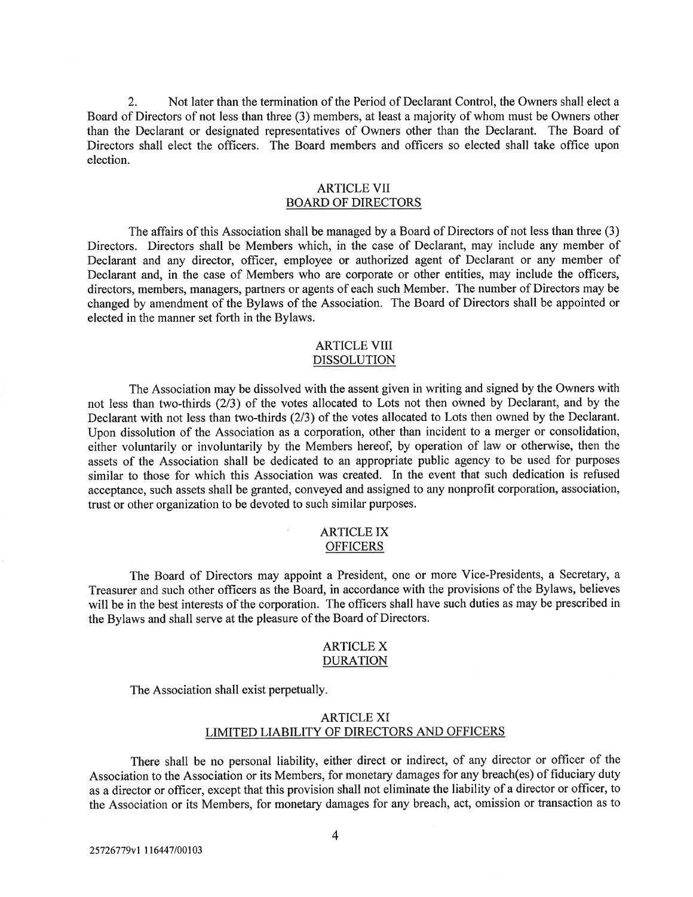2. Not later than the termination of the Period of Declarant Control, the Owners shall elect a Board of Directors of not less than three (3) members, at least a majority of whom must be Owners other than the Declarant or designated representatives of Owners other than the Declarant. The Board of Directors shall elect the officers. The Board members and officers so elected shall take office upon election.

## ARTICLE VII
## BOARD OF DIRECTORS

The affairs of this Association shall be managed by a Board of Directors of not less than three (3) Directors. Directors shall be Members which, in the case of Declarant, may include any member of Declarant and any director, officer, employee or authorized agent of Declarant or any member of Declarant and, in the case of Members who are corporate or other entities, may include the officers, directors, members, managers, partners or agents of each such Member. The number of Directors may be changed by amendment of the Bylaws of the Association. The Board of Directors shall be appointed or elected in the manner set forth in the Bylaws.

## ARTICLE VIII
## DISSOLUTION

The Association may be dissolved with the assent given in writing and signed by the Owners with not less than two-thirds (2/3) of the votes allocated to Lots not then owned by Declarant, and by the Declarant with not less than two-thirds (2/3) of the votes allocated to Lots then owned by the Declarant. Upon dissolution of the Association as a corporation, other than incident to a merger or consolidation, either voluntarily or involuntarily by the Members hereof, by operation of law or otherwise, then the assets of the Association shall be dedicated to an appropriate public agency to be used for purposes similar to those for which this Association was created. In the event that such dedication is refused acceptance, such assets shall be granted, conveyed and assigned to any nonprofit corporation, association, trust or other organization to be devoted to such similar purposes.

## ARTICLE IX
## OFFICERS

The Board of Directors may appoint a President, one or more Vice-Presidents, a Secretary, a Treasurer and such other officers as the Board, in accordance with the provisions of the Bylaws, believes will be in the best interests of the corporation. The officers shall have such duties as may be prescribed in the Bylaws and shall serve at the pleasure of the Board of Directors.

## ARTICLE X
## DURATION

The Association shall exist perpetually.

## ARTICLE XI
## LIMITED LIABILITY OF DIRECTORS AND OFFICERS

There shall be no personal liability, either direct or indirect, of any director or officer of the Association to the Association or its Members, for monetary damages for any breach(es) of fiduciary duty as a director or officer, except that this provision shall not eliminate the liability of a director or officer, to the Association or its Members, for monetary damages for any breach, act, omission or transaction as to

25726779v1 116447/00103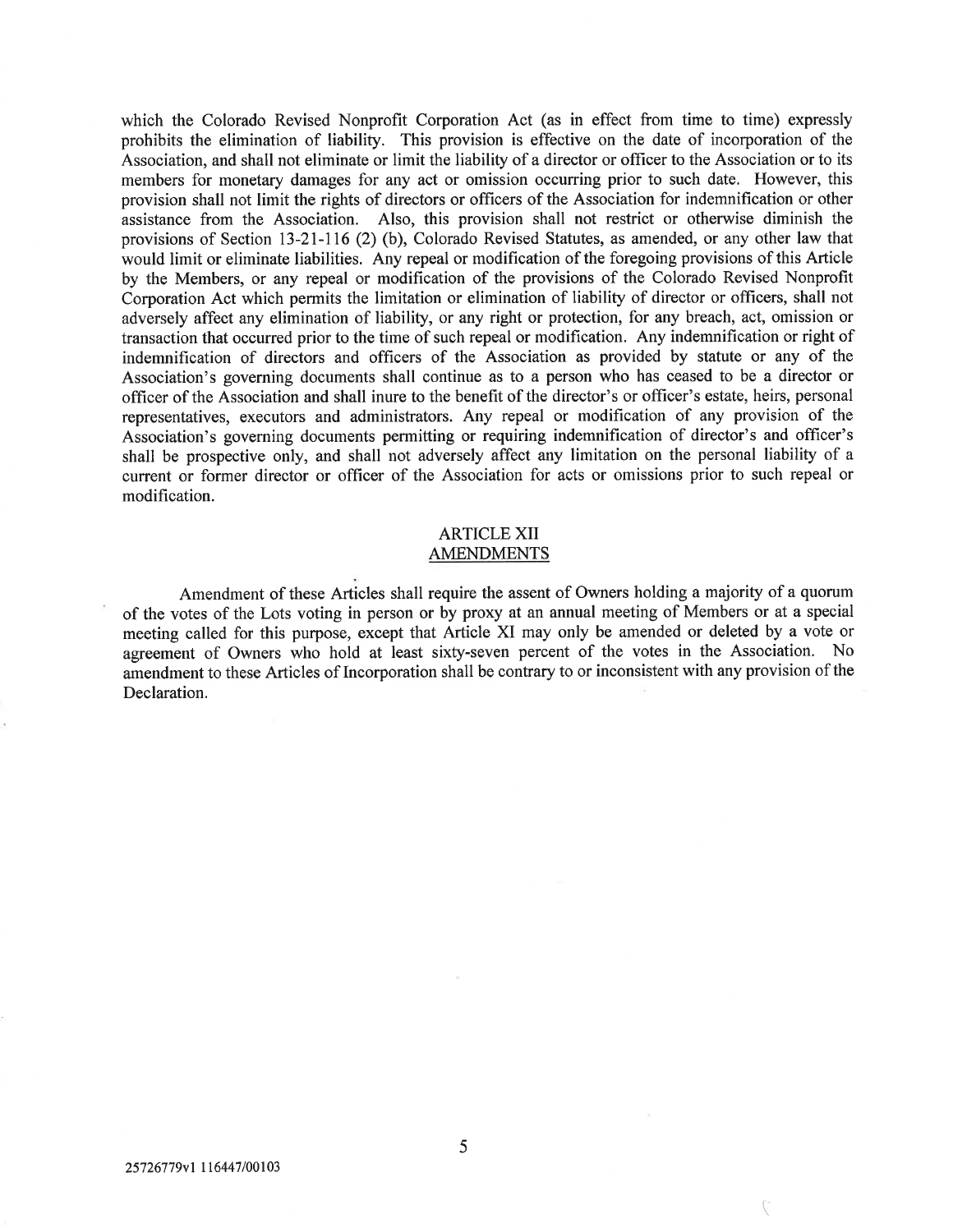which the Colorado Revised Nonprofit Corporation Act (as in effect from time to time) expressly prohibits the elimination of liability. This provision is effective on the date of incorporation of the Association, and shall not eliminate or limit the liability of a director or officer to the Association or to its members for monetary damages for any act or omission occurring prior to such date. However, this provision shall not limit the rights of directors or officers of the Association for indemnification or other assistance from the Association. Also, this provision shall not restrict or otherwise diminish the provisions of Section 13-21-116 (2) (b), Colorado Revised Statutes, as amended, or any other law that would limit or eliminate liabilities. Any repeal or modification of the foregoing provisions of this Article by the Members, or any repeal or modification of the provisions of the Colorado Revised Nonprofit Corporation Act which permits the limitation or elimination of liability of director or officers, shall not adversely affect any elimination of liability, or any right or protection, for any breach, act, omission or transaction that occurred prior to the time of such repeal or modification. Any indemnification or right of indemnification of directors and officers of the Association as provided by statute or any of the Association's governing documents shall continue as to a person who has ceased to be a director or officer of the Association and shall inure to the benefit of the director's or officer's estate, heirs, personal representatives, executors and administrators. Any repeal or modification of any provision of the Association's governing documents permitting or requiring indemnification of director's and officer's shall be prospective only, and shall not adversely affect any limitation on the personal liability of a current or former director or officer of the Association for acts or omissions prior to such repeal or modification.

## ARTICLE XII
## AMENDMENTS

Amendment of these Articles shall require the assent of Owners holding a majority of a quorum of the votes of the Lots voting in person or by proxy at an annual meeting of Members or at a special meeting called for this purpose, except that Article XI may only be amended or deleted by a vote or agreement of Owners who hold at least sixty-seven percent of the votes in the Association. No amendment to these Articles of Incorporation shall be contrary to or inconsistent with any provision of the Declaration.

25726779v1 116447/00103